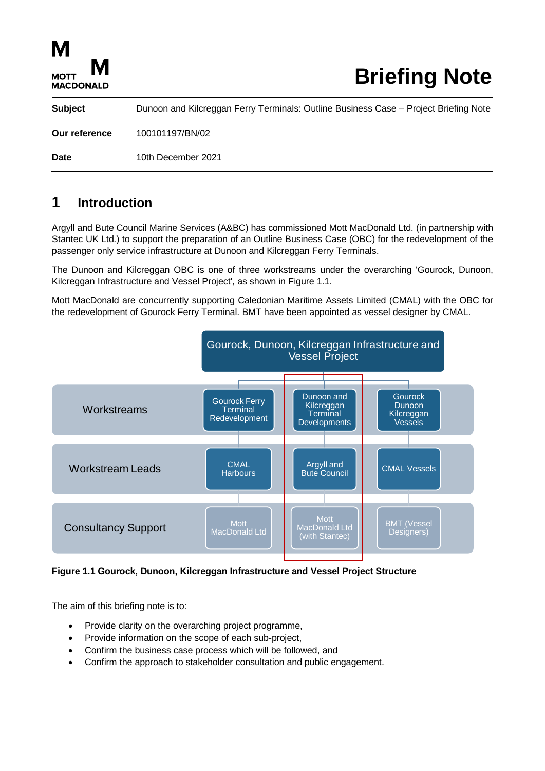# Briefing Note

| | |
|---|---|
| **Subject** | Dunoon and Kilcreggan Ferry Terminals: Outline Business Case – Project Briefing Note |
| **Our reference** | 100101197/BN/02 |
| **Date** | 10th December 2021 |

## 1 Introduction

Argyll and Bute Council Marine Services (A&BC) has commissioned Mott MacDonald Ltd. (in partnership with Stantec UK Ltd.) to support the preparation of an Outline Business Case (OBC) for the redevelopment of the passenger only service infrastructure at Dunoon and Kilcreggan Ferry Terminals.

The Dunoon and Kilcreggan OBC is one of three workstreams under the overarching 'Gourock, Dunoon, Kilcreggan Infrastructure and Vessel Project', as shown in Figure 1.1.

Mott MacDonald are concurrently supporting Caledonian Maritime Assets Limited (CMAL) with the OBC for the redevelopment of Gourock Ferry Terminal. BMT have been appointed as vessel designer by CMAL.

| Gourock, Dunoon, Kilcreggan Infrastructure and Vessel Project | | | |
|---|---|---|---|
| Workstreams | Gourock Ferry Terminal Redevelopment | Dunoon and Kilcreggan Terminal Developments | Gourock Dunoon Kilcreggan Vessels |
| Workstream Leads | CMAL Harbours | Argyll and Bute Council | CMAL Vessels |
| Consultancy Support | Mott MacDonald Ltd | Mott MacDonald Ltd (with Stantec) | BMT (Vessel Designers) |

**Figure 1.1 Gourock, Dunoon, Kilcreggan Infrastructure and Vessel Project Structure**

The aim of this briefing note is to:

- Provide clarity on the overarching project programme,
- Provide information on the scope of each sub-project,
- Confirm the business case process which will be followed, and
- Confirm the approach to stakeholder consultation and public engagement.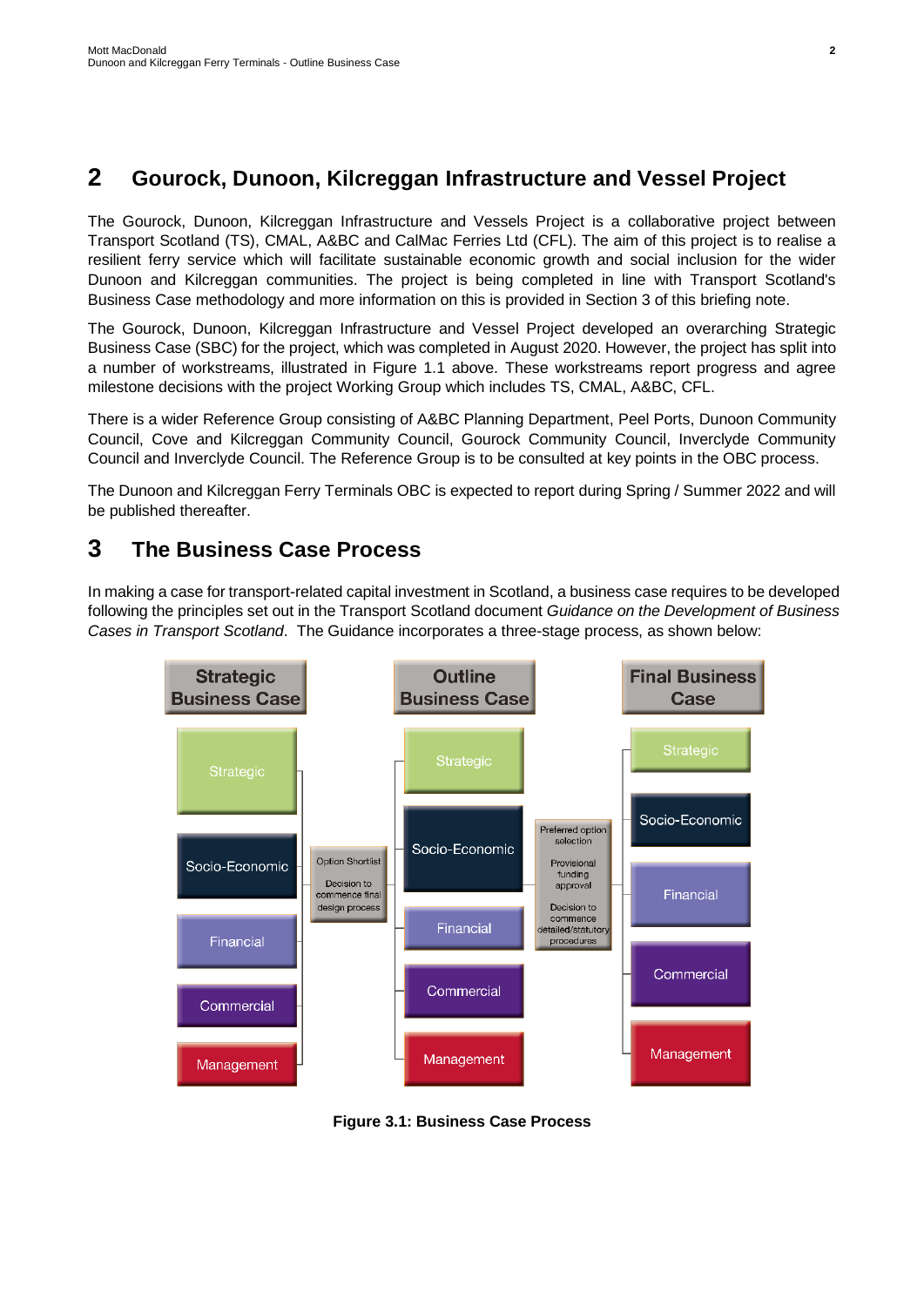## 2 Gourock, Dunoon, Kilcreggan Infrastructure and Vessel Project

The Gourock, Dunoon, Kilcreggan Infrastructure and Vessels Project is a collaborative project between Transport Scotland (TS), CMAL, A&BC and CalMac Ferries Ltd (CFL). The aim of this project is to realise a resilient ferry service which will facilitate sustainable economic growth and social inclusion for the wider Dunoon and Kilcreggan communities. The project is being completed in line with Transport Scotland's Business Case methodology and more information on this is provided in Section 3 of this briefing note.

The Gourock, Dunoon, Kilcreggan Infrastructure and Vessel Project developed an overarching Strategic Business Case (SBC) for the project, which was completed in August 2020. However, the project has split into a number of workstreams, illustrated in Figure 1.1 above. These workstreams report progress and agree milestone decisions with the project Working Group which includes TS, CMAL, A&BC, CFL.

There is a wider Reference Group consisting of A&BC Planning Department, Peel Ports, Dunoon Community Council, Cove and Kilcreggan Community Council, Gourock Community Council, Inverclyde Community Council and Inverclyde Council. The Reference Group is to be consulted at key points in the OBC process.

The Dunoon and Kilcreggan Ferry Terminals OBC is expected to report during Spring / Summer 2022 and will be published thereafter.

## 3 The Business Case Process

In making a case for transport-related capital investment in Scotland, a business case requires to be developed following the principles set out in the Transport Scotland document *Guidance on the Development of Business Cases in Transport Scotland*. The Guidance incorporates a three-stage process, as shown below:

| Strategic Business Case | | Outline Business Case | | Final Business Case |
|---|---|---|---|---|
| Strategic | | Strategic | | Strategic |
| Socio-Economic | | Socio-Economic | | Socio-Economic |
| Financial | Option Shortlist<br>Decision to commence final design process | Financial | Preferred option selection<br>Provisional funding approval<br>Decision to commence detailed/statutory procedures | Financial |
| Commercial | | Commercial | | Commercial |
| Management | | Management | | Management |

**Figure 3.1: Business Case Process**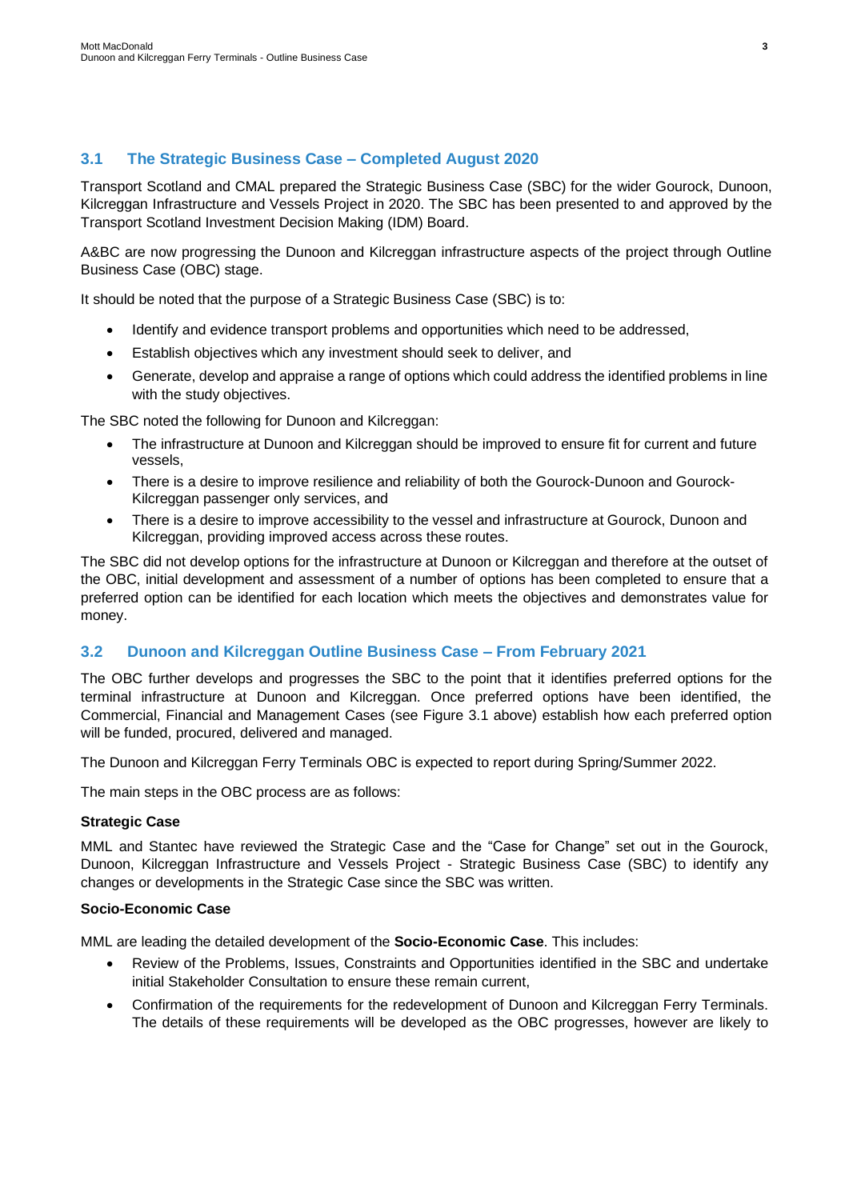## 3.1 The Strategic Business Case – Completed August 2020

Transport Scotland and CMAL prepared the Strategic Business Case (SBC) for the wider Gourock, Dunoon, Kilcreggan Infrastructure and Vessels Project in 2020. The SBC has been presented to and approved by the Transport Scotland Investment Decision Making (IDM) Board.

A&BC are now progressing the Dunoon and Kilcreggan infrastructure aspects of the project through Outline Business Case (OBC) stage.

It should be noted that the purpose of a Strategic Business Case (SBC) is to:

- Identify and evidence transport problems and opportunities which need to be addressed,
- Establish objectives which any investment should seek to deliver, and
- Generate, develop and appraise a range of options which could address the identified problems in line with the study objectives.

The SBC noted the following for Dunoon and Kilcreggan:

- The infrastructure at Dunoon and Kilcreggan should be improved to ensure fit for current and future vessels,
- There is a desire to improve resilience and reliability of both the Gourock-Dunoon and Gourock-Kilcreggan passenger only services, and
- There is a desire to improve accessibility to the vessel and infrastructure at Gourock, Dunoon and Kilcreggan, providing improved access across these routes.

The SBC did not develop options for the infrastructure at Dunoon or Kilcreggan and therefore at the outset of the OBC, initial development and assessment of a number of options has been completed to ensure that a preferred option can be identified for each location which meets the objectives and demonstrates value for money.

## 3.2 Dunoon and Kilcreggan Outline Business Case – From February 2021

The OBC further develops and progresses the SBC to the point that it identifies preferred options for the terminal infrastructure at Dunoon and Kilcreggan. Once preferred options have been identified, the Commercial, Financial and Management Cases (see Figure 3.1 above) establish how each preferred option will be funded, procured, delivered and managed.

The Dunoon and Kilcreggan Ferry Terminals OBC is expected to report during Spring/Summer 2022.

The main steps in the OBC process are as follows:

**Strategic Case**

MML and Stantec have reviewed the Strategic Case and the "Case for Change" set out in the Gourock, Dunoon, Kilcreggan Infrastructure and Vessels Project - Strategic Business Case (SBC) to identify any changes or developments in the Strategic Case since the SBC was written.

**Socio-Economic Case**

MML are leading the detailed development of the **Socio-Economic Case**. This includes:

- Review of the Problems, Issues, Constraints and Opportunities identified in the SBC and undertake initial Stakeholder Consultation to ensure these remain current,
- Confirmation of the requirements for the redevelopment of Dunoon and Kilcreggan Ferry Terminals. The details of these requirements will be developed as the OBC progresses, however are likely to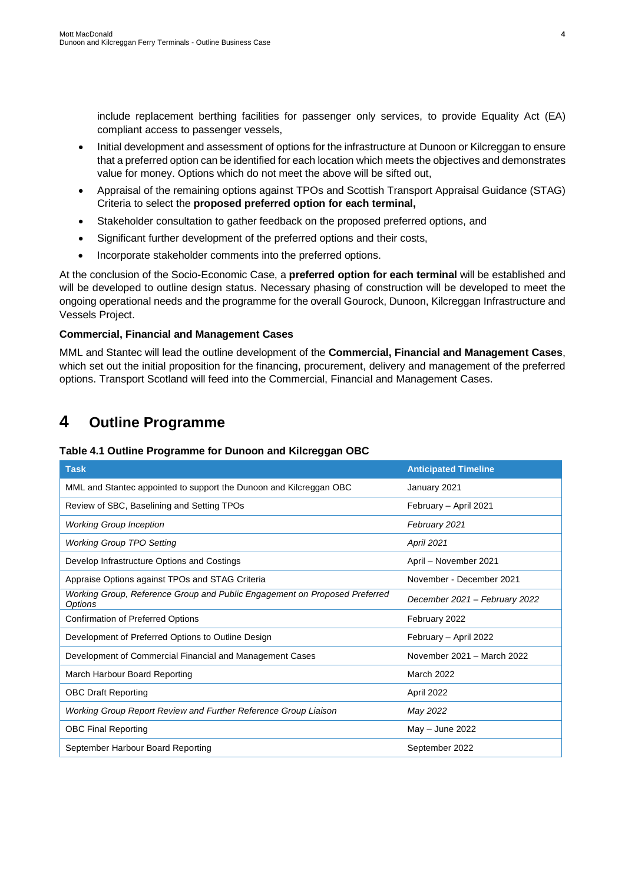include replacement berthing facilities for passenger only services, to provide Equality Act (EA) compliant access to passenger vessels,

- Initial development and assessment of options for the infrastructure at Dunoon or Kilcreggan to ensure that a preferred option can be identified for each location which meets the objectives and demonstrates value for money. Options which do not meet the above will be sifted out,
- Appraisal of the remaining options against TPOs and Scottish Transport Appraisal Guidance (STAG) Criteria to select the **proposed preferred option for each terminal,**
- Stakeholder consultation to gather feedback on the proposed preferred options, and
- Significant further development of the preferred options and their costs,
- Incorporate stakeholder comments into the preferred options.

At the conclusion of the Socio-Economic Case, a **preferred option for each terminal** will be established and will be developed to outline design status. Necessary phasing of construction will be developed to meet the ongoing operational needs and the programme for the overall Gourock, Dunoon, Kilcreggan Infrastructure and Vessels Project.

**Commercial, Financial and Management Cases**

MML and Stantec will lead the outline development of the **Commercial, Financial and Management Cases**, which set out the initial proposition for the financing, procurement, delivery and management of the preferred options. Transport Scotland will feed into the Commercial, Financial and Management Cases.

# 4 Outline Programme

**Table 4.1 Outline Programme for Dunoon and Kilcreggan OBC**

| Task | Anticipated Timeline |
|---|---|
| MML and Stantec appointed to support the Dunoon and Kilcreggan OBC | January 2021 |
| Review of SBC, Baselining and Setting TPOs | February – April 2021 |
| *Working Group Inception* | *February 2021* |
| *Working Group TPO Setting* | *April 2021* |
| Develop Infrastructure Options and Costings | April – November 2021 |
| Appraise Options against TPOs and STAG Criteria | November - December 2021 |
| *Working Group, Reference Group and Public Engagement on Proposed Preferred Options* | *December 2021 – February 2022* |
| Confirmation of Preferred Options | February 2022 |
| Development of Preferred Options to Outline Design | February – April 2022 |
| Development of Commercial Financial and Management Cases | November 2021 – March 2022 |
| March Harbour Board Reporting | March 2022 |
| OBC Draft Reporting | April 2022 |
| *Working Group Report Review and Further Reference Group Liaison* | *May 2022* |
| OBC Final Reporting | May – June 2022 |
| September Harbour Board Reporting | September 2022 |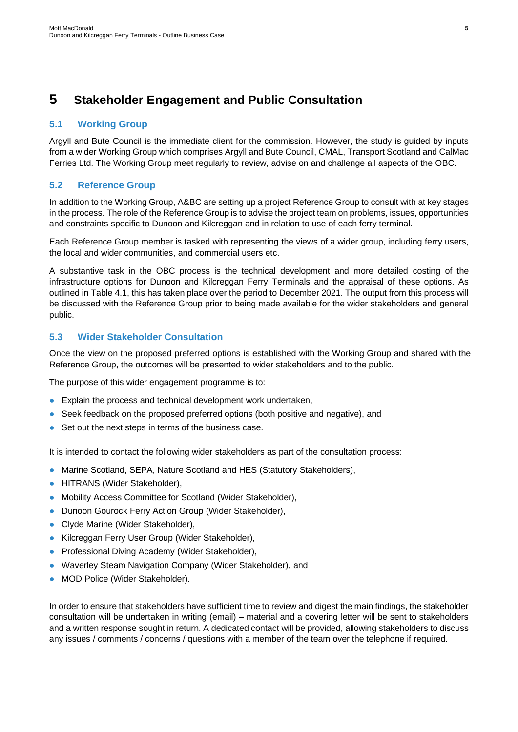# 5 Stakeholder Engagement and Public Consultation

## 5.1 Working Group

Argyll and Bute Council is the immediate client for the commission. However, the study is guided by inputs from a wider Working Group which comprises Argyll and Bute Council, CMAL, Transport Scotland and CalMac Ferries Ltd. The Working Group meet regularly to review, advise on and challenge all aspects of the OBC.

## 5.2 Reference Group

In addition to the Working Group, A&BC are setting up a project Reference Group to consult with at key stages in the process. The role of the Reference Group is to advise the project team on problems, issues, opportunities and constraints specific to Dunoon and Kilcreggan and in relation to use of each ferry terminal.

Each Reference Group member is tasked with representing the views of a wider group, including ferry users, the local and wider communities, and commercial users etc.

A substantive task in the OBC process is the technical development and more detailed costing of the infrastructure options for Dunoon and Kilcreggan Ferry Terminals and the appraisal of these options. As outlined in Table 4.1, this has taken place over the period to December 2021. The output from this process will be discussed with the Reference Group prior to being made available for the wider stakeholders and general public.

## 5.3 Wider Stakeholder Consultation

Once the view on the proposed preferred options is established with the Working Group and shared with the Reference Group, the outcomes will be presented to wider stakeholders and to the public.

The purpose of this wider engagement programme is to:

- Explain the process and technical development work undertaken,
- Seek feedback on the proposed preferred options (both positive and negative), and
- Set out the next steps in terms of the business case.

It is intended to contact the following wider stakeholders as part of the consultation process:

- Marine Scotland, SEPA, Nature Scotland and HES (Statutory Stakeholders),
- HITRANS (Wider Stakeholder),
- Mobility Access Committee for Scotland (Wider Stakeholder),
- Dunoon Gourock Ferry Action Group (Wider Stakeholder),
- Clyde Marine (Wider Stakeholder),
- Kilcreggan Ferry User Group (Wider Stakeholder),
- Professional Diving Academy (Wider Stakeholder),
- Waverley Steam Navigation Company (Wider Stakeholder), and
- MOD Police (Wider Stakeholder).

In order to ensure that stakeholders have sufficient time to review and digest the main findings, the stakeholder consultation will be undertaken in writing (email) – material and a covering letter will be sent to stakeholders and a written response sought in return. A dedicated contact will be provided, allowing stakeholders to discuss any issues / comments / concerns / questions with a member of the team over the telephone if required.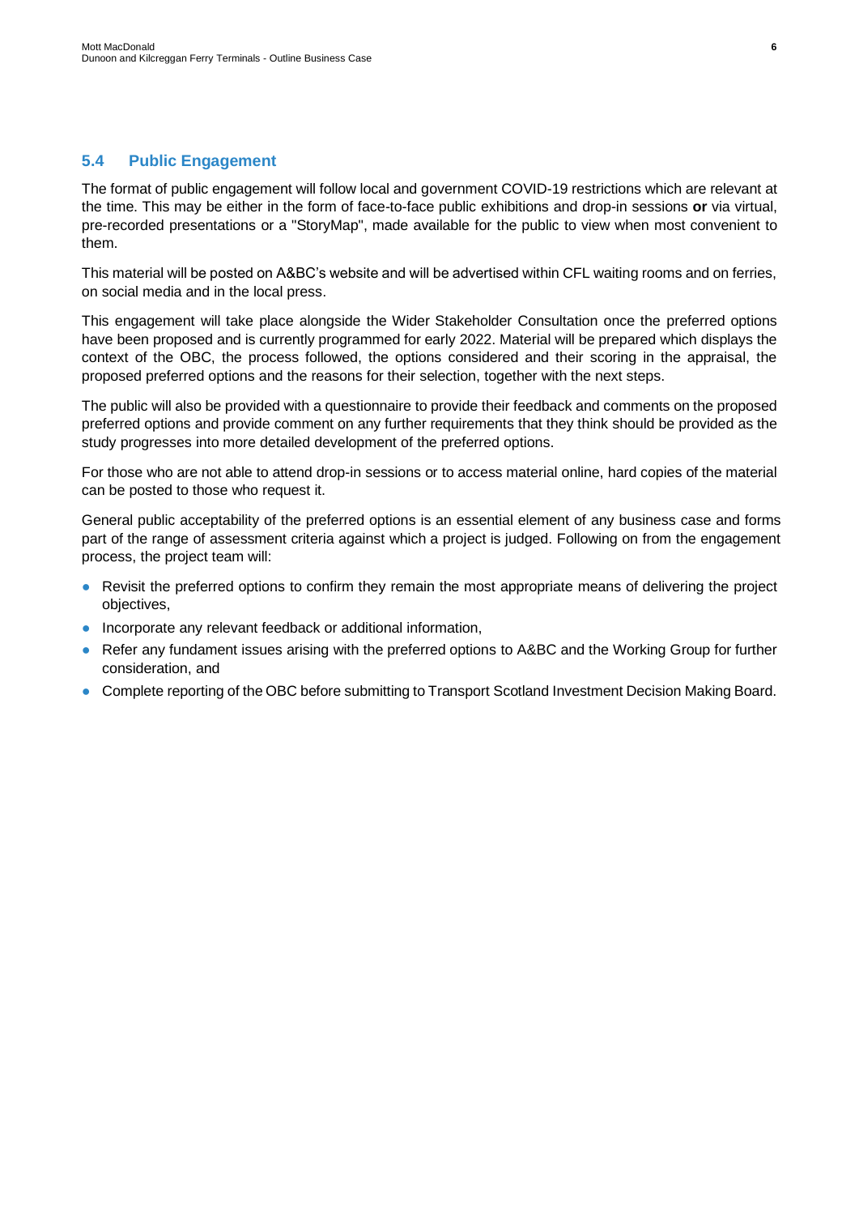## 5.4 Public Engagement

The format of public engagement will follow local and government COVID-19 restrictions which are relevant at the time. This may be either in the form of face-to-face public exhibitions and drop-in sessions **or** via virtual, pre-recorded presentations or a "StoryMap", made available for the public to view when most convenient to them.

This material will be posted on A&BC's website and will be advertised within CFL waiting rooms and on ferries, on social media and in the local press.

This engagement will take place alongside the Wider Stakeholder Consultation once the preferred options have been proposed and is currently programmed for early 2022. Material will be prepared which displays the context of the OBC, the process followed, the options considered and their scoring in the appraisal, the proposed preferred options and the reasons for their selection, together with the next steps.

The public will also be provided with a questionnaire to provide their feedback and comments on the proposed preferred options and provide comment on any further requirements that they think should be provided as the study progresses into more detailed development of the preferred options.

For those who are not able to attend drop-in sessions or to access material online, hard copies of the material can be posted to those who request it.

General public acceptability of the preferred options is an essential element of any business case and forms part of the range of assessment criteria against which a project is judged. Following on from the engagement process, the project team will:

- Revisit the preferred options to confirm they remain the most appropriate means of delivering the project objectives,
- Incorporate any relevant feedback or additional information,
- Refer any fundament issues arising with the preferred options to A&BC and the Working Group for further consideration, and
- Complete reporting of the OBC before submitting to Transport Scotland Investment Decision Making Board.